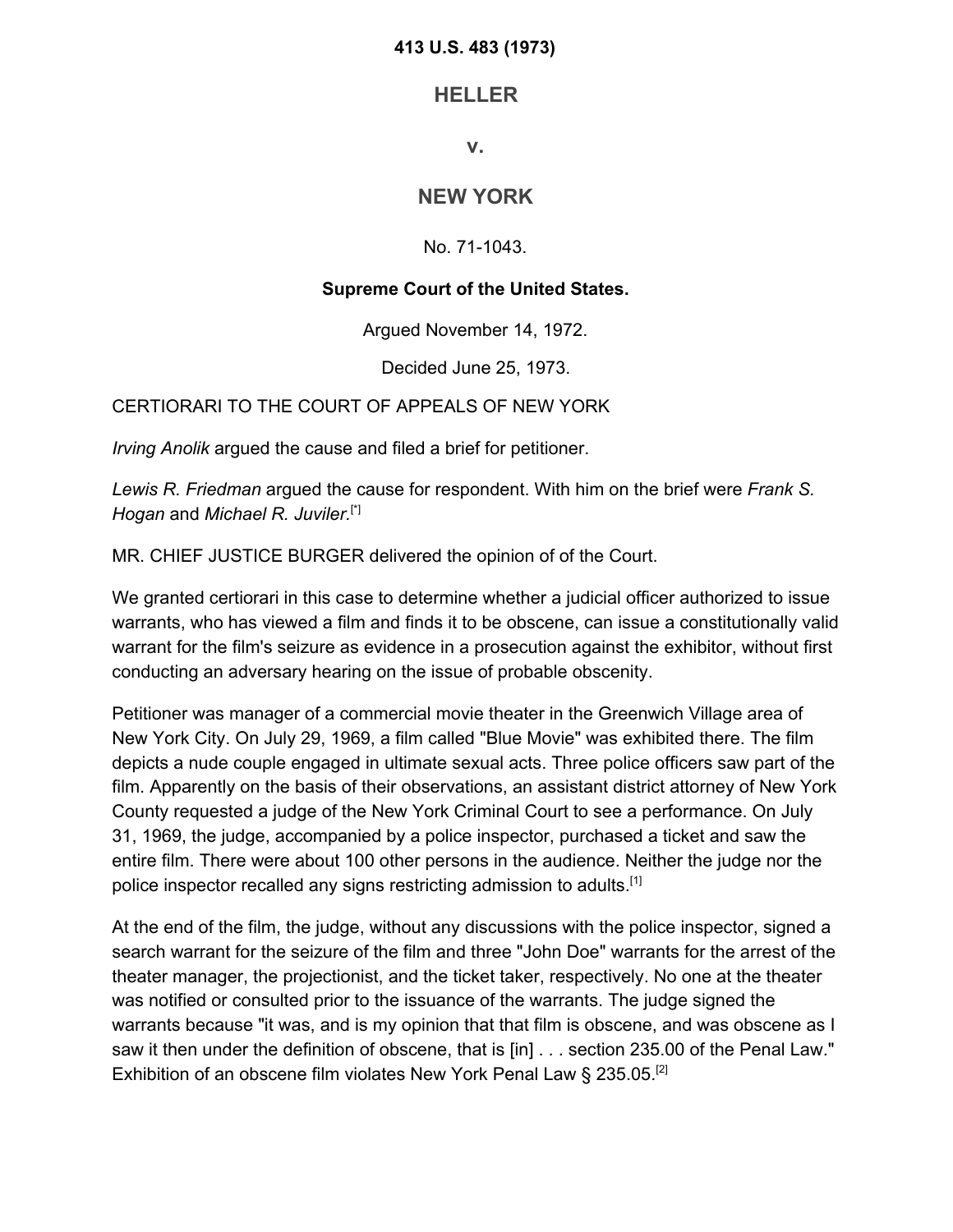**413 U.S. 483 (1973)**

# HELLER

**v.**

# NEW YORK

No. 71-1043.

**Supreme Court of the United States.**

Argued November 14, 1972.

Decided June 25, 1973.

CERTIORARI TO THE COURT OF APPEALS OF NEW YORK

*Irving Anolik* argued the cause and filed a brief for petitioner.

*Lewis R. Friedman* argued the cause for respondent. With him on the brief were *Frank S. Hogan* and *Michael R. Juviler*.[*]

MR. CHIEF JUSTICE BURGER delivered the opinion of of the Court.

We granted certiorari in this case to determine whether a judicial officer authorized to issue warrants, who has viewed a film and finds it to be obscene, can issue a constitutionally valid warrant for the film's seizure as evidence in a prosecution against the exhibitor, without first conducting an adversary hearing on the issue of probable obscenity.

Petitioner was manager of a commercial movie theater in the Greenwich Village area of New York City. On July 29, 1969, a film called "Blue Movie" was exhibited there. The film depicts a nude couple engaged in ultimate sexual acts. Three police officers saw part of the film. Apparently on the basis of their observations, an assistant district attorney of New York County requested a judge of the New York Criminal Court to see a performance. On July 31, 1969, the judge, accompanied by a police inspector, purchased a ticket and saw the entire film. There were about 100 other persons in the audience. Neither the judge nor the police inspector recalled any signs restricting admission to adults.[1]

At the end of the film, the judge, without any discussions with the police inspector, signed a search warrant for the seizure of the film and three "John Doe" warrants for the arrest of the theater manager, the projectionist, and the ticket taker, respectively. No one at the theater was notified or consulted prior to the issuance of the warrants. The judge signed the warrants because "it was, and is my opinion that that film is obscene, and was obscene as I saw it then under the definition of obscene, that is [in] . . . section 235.00 of the Penal Law." Exhibition of an obscene film violates New York Penal Law § 235.05.[2]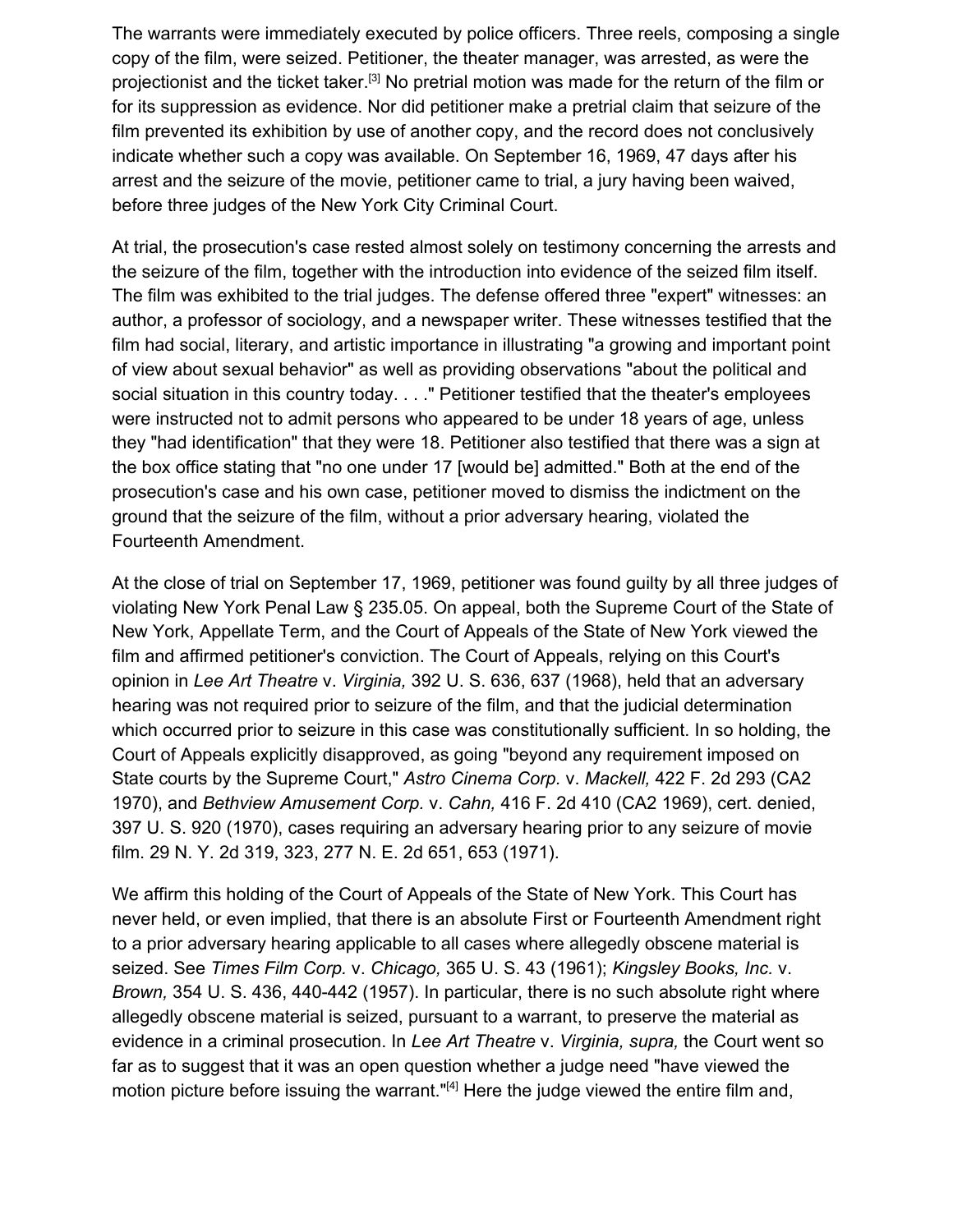The warrants were immediately executed by police officers. Three reels, composing a single copy of the film, were seized. Petitioner, the theater manager, was arrested, as were the projectionist and the ticket taker.[3] No pretrial motion was made for the return of the film or for its suppression as evidence. Nor did petitioner make a pretrial claim that seizure of the film prevented its exhibition by use of another copy, and the record does not conclusively indicate whether such a copy was available. On September 16, 1969, 47 days after his arrest and the seizure of the movie, petitioner came to trial, a jury having been waived, before three judges of the New York City Criminal Court.

At trial, the prosecution's case rested almost solely on testimony concerning the arrests and the seizure of the film, together with the introduction into evidence of the seized film itself. The film was exhibited to the trial judges. The defense offered three "expert" witnesses: an author, a professor of sociology, and a newspaper writer. These witnesses testified that the film had social, literary, and artistic importance in illustrating "a growing and important point of view about sexual behavior" as well as providing observations "about the political and social situation in this country today. . . ." Petitioner testified that the theater's employees were instructed not to admit persons who appeared to be under 18 years of age, unless they "had identification" that they were 18. Petitioner also testified that there was a sign at the box office stating that "no one under 17 [would be] admitted." Both at the end of the prosecution's case and his own case, petitioner moved to dismiss the indictment on the ground that the seizure of the film, without a prior adversary hearing, violated the Fourteenth Amendment.

At the close of trial on September 17, 1969, petitioner was found guilty by all three judges of violating New York Penal Law § 235.05. On appeal, both the Supreme Court of the State of New York, Appellate Term, and the Court of Appeals of the State of New York viewed the film and affirmed petitioner's conviction. The Court of Appeals, relying on this Court's opinion in *Lee Art Theatre* v. *Virginia,* 392 U. S. 636, 637 (1968), held that an adversary hearing was not required prior to seizure of the film, and that the judicial determination which occurred prior to seizure in this case was constitutionally sufficient. In so holding, the Court of Appeals explicitly disapproved, as going "beyond any requirement imposed on State courts by the Supreme Court," *Astro Cinema Corp.* v. *Mackell,* 422 F. 2d 293 (CA2 1970), and *Bethview Amusement Corp.* v. *Cahn,* 416 F. 2d 410 (CA2 1969), cert. denied, 397 U. S. 920 (1970), cases requiring an adversary hearing prior to any seizure of movie film. 29 N. Y. 2d 319, 323, 277 N. E. 2d 651, 653 (1971).

We affirm this holding of the Court of Appeals of the State of New York. This Court has never held, or even implied, that there is an absolute First or Fourteenth Amendment right to a prior adversary hearing applicable to all cases where allegedly obscene material is seized. See *Times Film Corp.* v. *Chicago,* 365 U. S. 43 (1961); *Kingsley Books, Inc.* v. *Brown,* 354 U. S. 436, 440-442 (1957). In particular, there is no such absolute right where allegedly obscene material is seized, pursuant to a warrant, to preserve the material as evidence in a criminal prosecution. In *Lee Art Theatre* v. *Virginia, supra,* the Court went so far as to suggest that it was an open question whether a judge need "have viewed the motion picture before issuing the warrant."[4] Here the judge viewed the entire film and,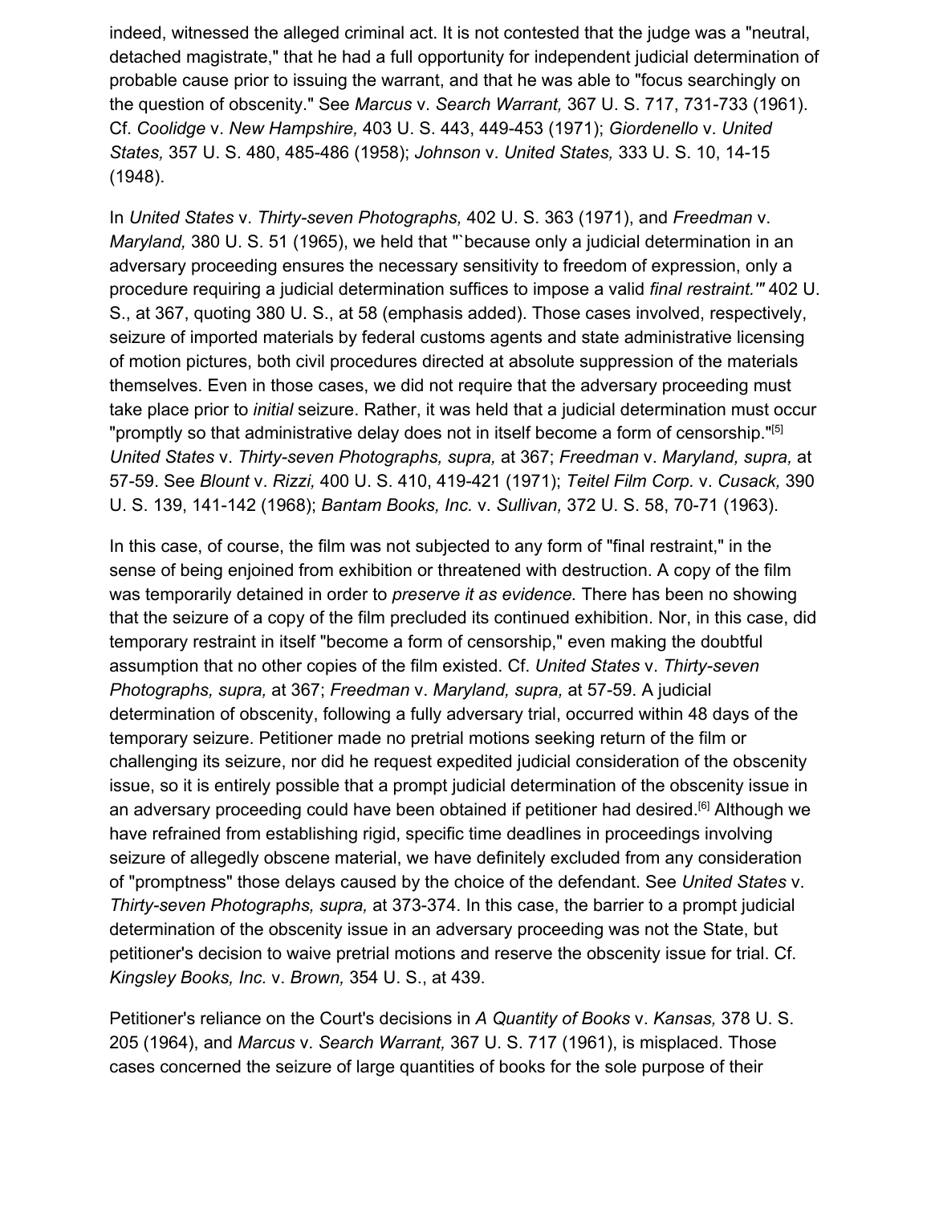indeed, witnessed the alleged criminal act. It is not contested that the judge was a "neutral, detached magistrate," that he had a full opportunity for independent judicial determination of probable cause prior to issuing the warrant, and that he was able to "focus searchingly on the question of obscenity." See *Marcus* v. *Search Warrant,* 367 U. S. 717, 731-733 (1961). Cf. *Coolidge* v. *New Hampshire,* 403 U. S. 443, 449-453 (1971); *Giordenello* v. *United States,* 357 U. S. 480, 485-486 (1958); *Johnson* v. *United States,* 333 U. S. 10, 14-15 (1948).

In *United States* v. *Thirty-seven Photographs,* 402 U. S. 363 (1971), and *Freedman* v. *Maryland,* 380 U. S. 51 (1965), we held that "`because only a judicial determination in an adversary proceeding ensures the necessary sensitivity to freedom of expression, only a procedure requiring a judicial determination suffices to impose a valid *final restraint.*'" 402 U. S., at 367, quoting 380 U. S., at 58 (emphasis added). Those cases involved, respectively, seizure of imported materials by federal customs agents and state administrative licensing of motion pictures, both civil procedures directed at absolute suppression of the materials themselves. Even in those cases, we did not require that the adversary proceeding must take place prior to *initial* seizure. Rather, it was held that a judicial determination must occur "promptly so that administrative delay does not in itself become a form of censorship."[5] *United States* v. *Thirty-seven Photographs, supra,* at 367; *Freedman* v. *Maryland, supra,* at 57-59. See *Blount* v. *Rizzi,* 400 U. S. 410, 419-421 (1971); *Teitel Film Corp.* v. *Cusack,* 390 U. S. 139, 141-142 (1968); *Bantam Books, Inc.* v. *Sullivan,* 372 U. S. 58, 70-71 (1963).

In this case, of course, the film was not subjected to any form of "final restraint," in the sense of being enjoined from exhibition or threatened with destruction. A copy of the film was temporarily detained in order to *preserve it as evidence.* There has been no showing that the seizure of a copy of the film precluded its continued exhibition. Nor, in this case, did temporary restraint in itself "become a form of censorship," even making the doubtful assumption that no other copies of the film existed. Cf. *United States* v. *Thirty-seven Photographs, supra,* at 367; *Freedman* v. *Maryland, supra,* at 57-59. A judicial determination of obscenity, following a fully adversary trial, occurred within 48 days of the temporary seizure. Petitioner made no pretrial motions seeking return of the film or challenging its seizure, nor did he request expedited judicial consideration of the obscenity issue, so it is entirely possible that a prompt judicial determination of the obscenity issue in an adversary proceeding could have been obtained if petitioner had desired.[6] Although we have refrained from establishing rigid, specific time deadlines in proceedings involving seizure of allegedly obscene material, we have definitely excluded from any consideration of "promptness" those delays caused by the choice of the defendant. See *United States* v. *Thirty-seven Photographs, supra,* at 373-374. In this case, the barrier to a prompt judicial determination of the obscenity issue in an adversary proceeding was not the State, but petitioner's decision to waive pretrial motions and reserve the obscenity issue for trial. Cf. *Kingsley Books, Inc.* v. *Brown,* 354 U. S., at 439.

Petitioner's reliance on the Court's decisions in *A Quantity of Books* v. *Kansas,* 378 U. S. 205 (1964), and *Marcus* v. *Search Warrant,* 367 U. S. 717 (1961), is misplaced. Those cases concerned the seizure of large quantities of books for the sole purpose of their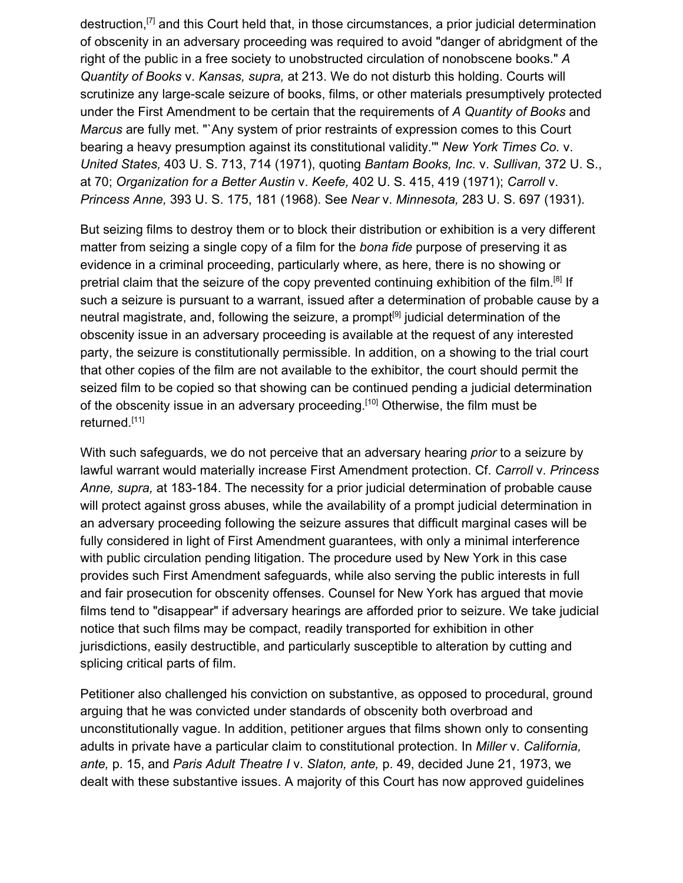destruction,[7] and this Court held that, in those circumstances, a prior judicial determination of obscenity in an adversary proceeding was required to avoid "danger of abridgment of the right of the public in a free society to unobstructed circulation of nonobscene books." *A Quantity of Books* v. *Kansas, supra,* at 213. We do not disturb this holding. Courts will scrutinize any large-scale seizure of books, films, or other materials presumptively protected under the First Amendment to be certain that the requirements of *A Quantity of Books* and *Marcus* are fully met. "`Any system of prior restraints of expression comes to this Court bearing a heavy presumption against its constitutional validity.'" *New York Times Co.* v. *United States,* 403 U. S. 713, 714 (1971), quoting *Bantam Books, Inc.* v. *Sullivan,* 372 U. S., at 70; *Organization for a Better Austin* v. *Keefe,* 402 U. S. 415, 419 (1971); *Carroll* v. *Princess Anne,* 393 U. S. 175, 181 (1968). See *Near* v. *Minnesota,* 283 U. S. 697 (1931).

But seizing films to destroy them or to block their distribution or exhibition is a very different matter from seizing a single copy of a film for the *bona fide* purpose of preserving it as evidence in a criminal proceeding, particularly where, as here, there is no showing or pretrial claim that the seizure of the copy prevented continuing exhibition of the film.[8] If such a seizure is pursuant to a warrant, issued after a determination of probable cause by a neutral magistrate, and, following the seizure, a prompt[9] judicial determination of the obscenity issue in an adversary proceeding is available at the request of any interested party, the seizure is constitutionally permissible. In addition, on a showing to the trial court that other copies of the film are not available to the exhibitor, the court should permit the seized film to be copied so that showing can be continued pending a judicial determination of the obscenity issue in an adversary proceeding.[10] Otherwise, the film must be returned.[11]

With such safeguards, we do not perceive that an adversary hearing *prior* to a seizure by lawful warrant would materially increase First Amendment protection. Cf. *Carroll* v. *Princess Anne, supra,* at 183-184. The necessity for a prior judicial determination of probable cause will protect against gross abuses, while the availability of a prompt judicial determination in an adversary proceeding following the seizure assures that difficult marginal cases will be fully considered in light of First Amendment guarantees, with only a minimal interference with public circulation pending litigation. The procedure used by New York in this case provides such First Amendment safeguards, while also serving the public interests in full and fair prosecution for obscenity offenses. Counsel for New York has argued that movie films tend to "disappear" if adversary hearings are afforded prior to seizure. We take judicial notice that such films may be compact, readily transported for exhibition in other jurisdictions, easily destructible, and particularly susceptible to alteration by cutting and splicing critical parts of film.

Petitioner also challenged his conviction on substantive, as opposed to procedural, ground arguing that he was convicted under standards of obscenity both overbroad and unconstitutionally vague. In addition, petitioner argues that films shown only to consenting adults in private have a particular claim to constitutional protection. In *Miller* v. *California, ante,* p. 15, and *Paris Adult Theatre I* v. *Slaton, ante,* p. 49, decided June 21, 1973, we dealt with these substantive issues. A majority of this Court has now approved guidelines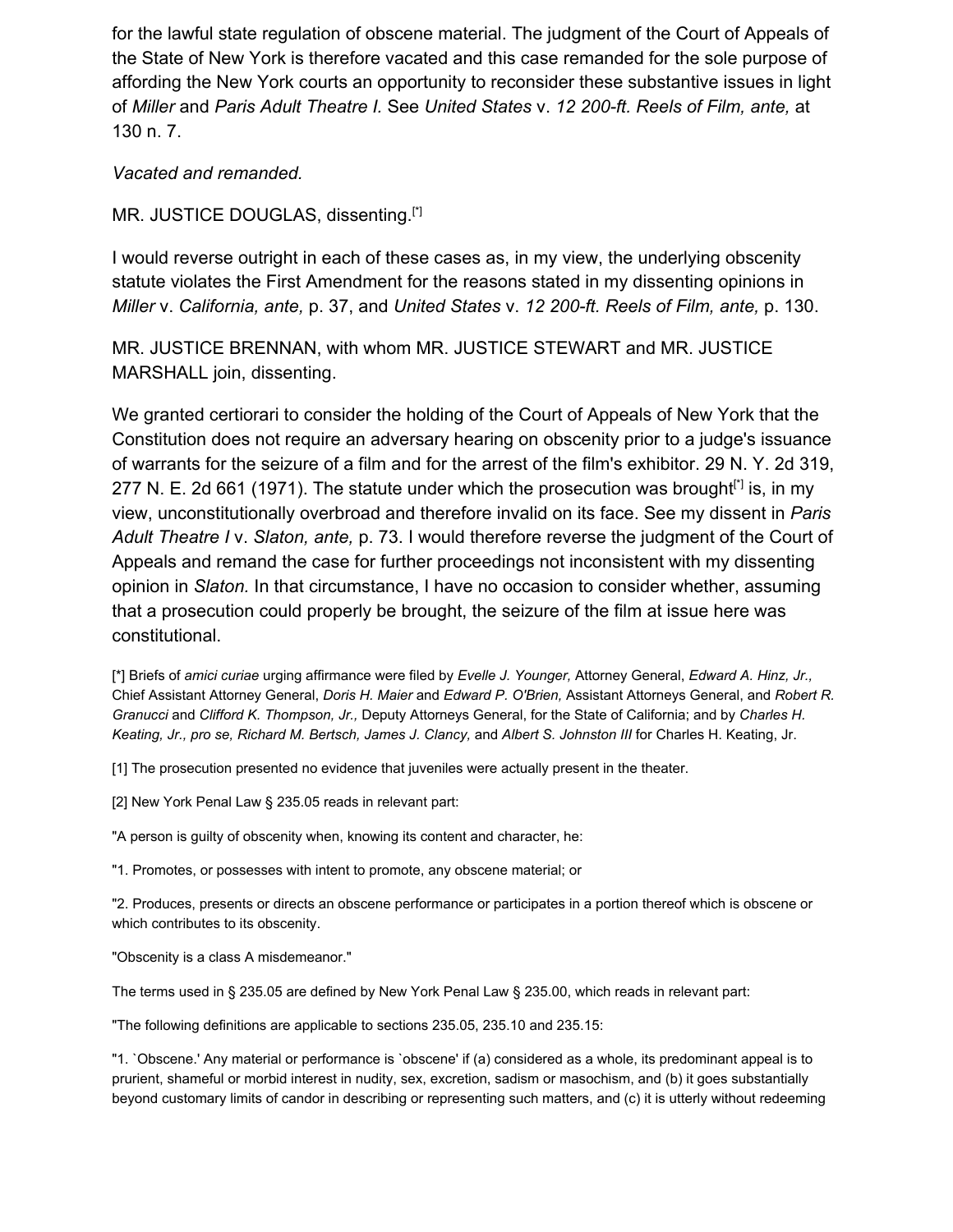for the lawful state regulation of obscene material. The judgment of the Court of Appeals of the State of New York is therefore vacated and this case remanded for the sole purpose of affording the New York courts an opportunity to reconsider these substantive issues in light of *Miller* and *Paris Adult Theatre I.* See *United States* v. *12 200-ft. Reels of Film, ante,* at 130 n. 7.

*Vacated and remanded.*

MR. JUSTICE DOUGLAS, dissenting.[*]

I would reverse outright in each of these cases as, in my view, the underlying obscenity statute violates the First Amendment for the reasons stated in my dissenting opinions in *Miller* v. *California, ante,* p. 37, and *United States* v. *12 200-ft. Reels of Film, ante,* p. 130.

MR. JUSTICE BRENNAN, with whom MR. JUSTICE STEWART and MR. JUSTICE MARSHALL join, dissenting.

We granted certiorari to consider the holding of the Court of Appeals of New York that the Constitution does not require an adversary hearing on obscenity prior to a judge's issuance of warrants for the seizure of a film and for the arrest of the film's exhibitor. 29 N. Y. 2d 319, 277 N. E. 2d 661 (1971). The statute under which the prosecution was brought[*] is, in my view, unconstitutionally overbroad and therefore invalid on its face. See my dissent in *Paris Adult Theatre I* v. *Slaton, ante,* p. 73. I would therefore reverse the judgment of the Court of Appeals and remand the case for further proceedings not inconsistent with my dissenting opinion in *Slaton.* In that circumstance, I have no occasion to consider whether, assuming that a prosecution could properly be brought, the seizure of the film at issue here was constitutional.

[*] Briefs of *amici curiae* urging affirmance were filed by *Evelle J. Younger,* Attorney General, *Edward A. Hinz, Jr.,* Chief Assistant Attorney General, *Doris H. Maier* and *Edward P. O'Brien,* Assistant Attorneys General, and *Robert R. Granucci* and *Clifford K. Thompson, Jr.,* Deputy Attorneys General, for the State of California; and by *Charles H. Keating, Jr., pro se, Richard M. Bertsch, James J. Clancy,* and *Albert S. Johnston III* for Charles H. Keating, Jr.

[1] The prosecution presented no evidence that juveniles were actually present in the theater.

[2] New York Penal Law § 235.05 reads in relevant part:

"A person is guilty of obscenity when, knowing its content and character, he:

"1. Promotes, or possesses with intent to promote, any obscene material; or

"2. Produces, presents or directs an obscene performance or participates in a portion thereof which is obscene or which contributes to its obscenity.

"Obscenity is a class A misdemeanor."

The terms used in § 235.05 are defined by New York Penal Law § 235.00, which reads in relevant part:

"The following definitions are applicable to sections 235.05, 235.10 and 235.15:

"1. `Obscene.' Any material or performance is `obscene' if (a) considered as a whole, its predominant appeal is to prurient, shameful or morbid interest in nudity, sex, excretion, sadism or masochism, and (b) it goes substantially beyond customary limits of candor in describing or representing such matters, and (c) it is utterly without redeeming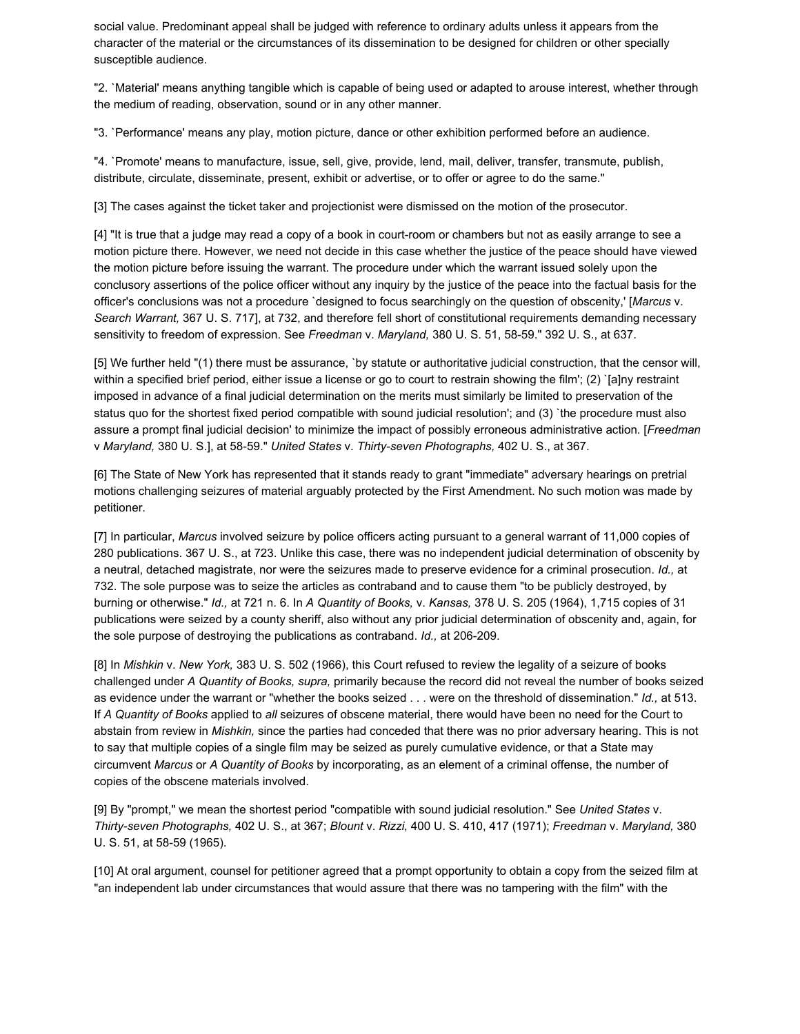social value. Predominant appeal shall be judged with reference to ordinary adults unless it appears from the character of the material or the circumstances of its dissemination to be designed for children or other specially susceptible audience.

"2. `Material' means anything tangible which is capable of being used or adapted to arouse interest, whether through the medium of reading, observation, sound or in any other manner.

"3. `Performance' means any play, motion picture, dance or other exhibition performed before an audience.

"4. `Promote' means to manufacture, issue, sell, give, provide, lend, mail, deliver, transfer, transmute, publish, distribute, circulate, disseminate, present, exhibit or advertise, or to offer or agree to do the same."

[3] The cases against the ticket taker and projectionist were dismissed on the motion of the prosecutor.

[4] "It is true that a judge may read a copy of a book in court-room or chambers but not as easily arrange to see a motion picture there. However, we need not decide in this case whether the justice of the peace should have viewed the motion picture before issuing the warrant. The procedure under which the warrant issued solely upon the conclusory assertions of the police officer without any inquiry by the justice of the peace into the factual basis for the officer's conclusions was not a procedure `designed to focus searchingly on the question of obscenity,' [*Marcus* v. *Search Warrant,* 367 U. S. 717], at 732, and therefore fell short of constitutional requirements demanding necessary sensitivity to freedom of expression. See *Freedman* v. *Maryland,* 380 U. S. 51, 58-59." 392 U. S., at 637.

[5] We further held "(1) there must be assurance, `by statute or authoritative judicial construction, that the censor will, within a specified brief period, either issue a license or go to court to restrain showing the film'; (2) `[a]ny restraint imposed in advance of a final judicial determination on the merits must similarly be limited to preservation of the status quo for the shortest fixed period compatible with sound judicial resolution'; and (3) `the procedure must also assure a prompt final judicial decision' to minimize the impact of possibly erroneous administrative action. [*Freedman* v *Maryland,* 380 U. S.], at 58-59." *United States* v. *Thirty-seven Photographs,* 402 U. S., at 367.

[6] The State of New York has represented that it stands ready to grant "immediate" adversary hearings on pretrial motions challenging seizures of material arguably protected by the First Amendment. No such motion was made by petitioner.

[7] In particular, *Marcus* involved seizure by police officers acting pursuant to a general warrant of 11,000 copies of 280 publications. 367 U. S., at 723. Unlike this case, there was no independent judicial determination of obscenity by a neutral, detached magistrate, nor were the seizures made to preserve evidence for a criminal prosecution. *Id.,* at 732. The sole purpose was to seize the articles as contraband and to cause them "to be publicly destroyed, by burning or otherwise." *Id.,* at 721 n. 6. In *A Quantity of Books,* v. *Kansas,* 378 U. S. 205 (1964), 1,715 copies of 31 publications were seized by a county sheriff, also without any prior judicial determination of obscenity and, again, for the sole purpose of destroying the publications as contraband. *Id.,* at 206-209.

[8] In *Mishkin* v. *New York,* 383 U. S. 502 (1966), this Court refused to review the legality of a seizure of books challenged under *A Quantity of Books, supra,* primarily because the record did not reveal the number of books seized as evidence under the warrant or "whether the books seized . . . were on the threshold of dissemination." *Id.,* at 513. If *A Quantity of Books* applied to *all* seizures of obscene material, there would have been no need for the Court to abstain from review in *Mishkin,* since the parties had conceded that there was no prior adversary hearing. This is not to say that multiple copies of a single film may be seized as purely cumulative evidence, or that a State may circumvent *Marcus* or *A Quantity of Books* by incorporating, as an element of a criminal offense, the number of copies of the obscene materials involved.

[9] By "prompt," we mean the shortest period "compatible with sound judicial resolution." See *United States* v. *Thirty-seven Photographs,* 402 U. S., at 367; *Blount* v. *Rizzi,* 400 U. S. 410, 417 (1971); *Freedman* v. *Maryland,* 380 U. S. 51, at 58-59 (1965).

[10] At oral argument, counsel for petitioner agreed that a prompt opportunity to obtain a copy from the seized film at "an independent lab under circumstances that would assure that there was no tampering with the film" with the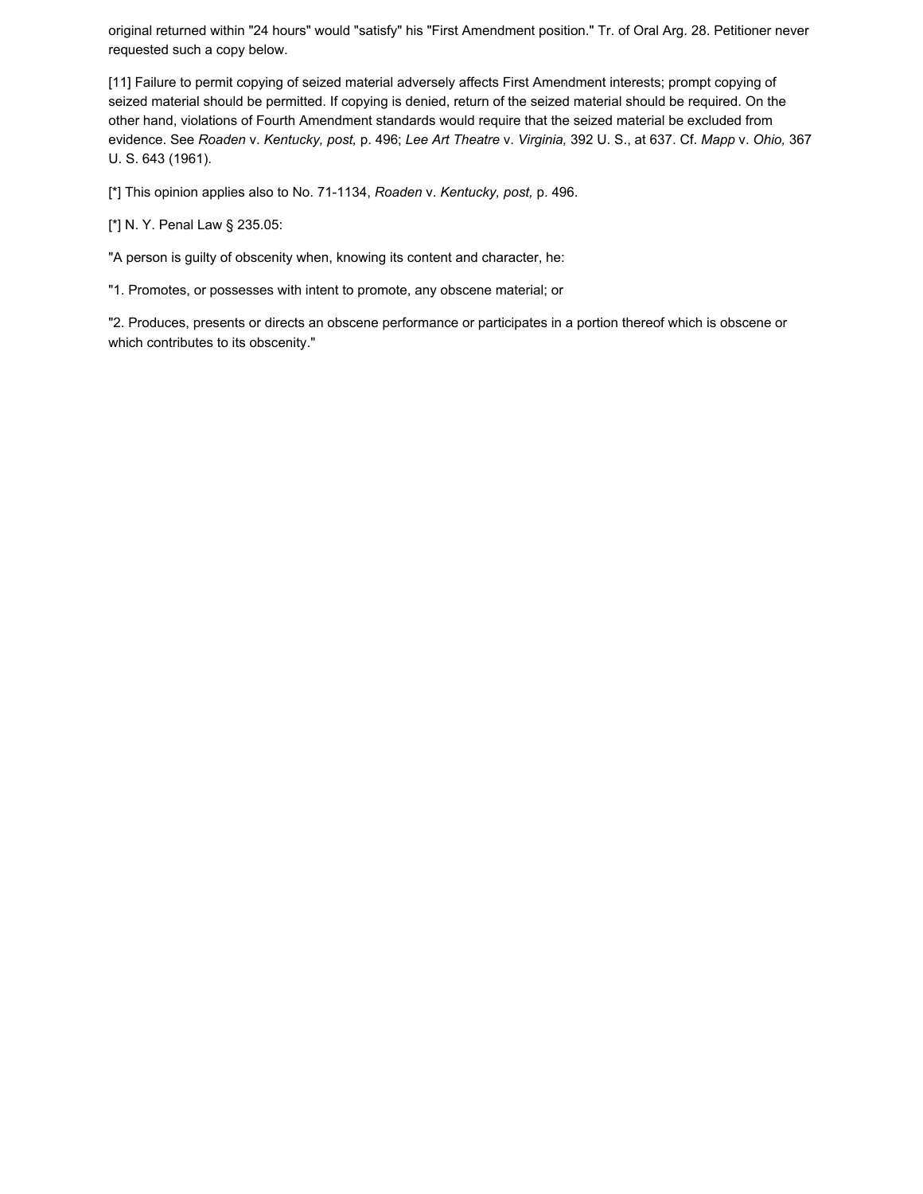original returned within "24 hours" would "satisfy" his "First Amendment position." Tr. of Oral Arg. 28. Petitioner never requested such a copy below.

[11] Failure to permit copying of seized material adversely affects First Amendment interests; prompt copying of seized material should be permitted. If copying is denied, return of the seized material should be required. On the other hand, violations of Fourth Amendment standards would require that the seized material be excluded from evidence. See *Roaden* v. *Kentucky, post,* p. 496; *Lee Art Theatre* v. *Virginia,* 392 U. S., at 637. Cf. *Mapp* v. *Ohio,* 367 U. S. 643 (1961).

[*] This opinion applies also to No. 71-1134, *Roaden* v. *Kentucky, post,* p. 496.

[*] N. Y. Penal Law § 235.05:

"A person is guilty of obscenity when, knowing its content and character, he:

"1. Promotes, or possesses with intent to promote, any obscene material; or

"2. Produces, presents or directs an obscene performance or participates in a portion thereof which is obscene or which contributes to its obscenity."